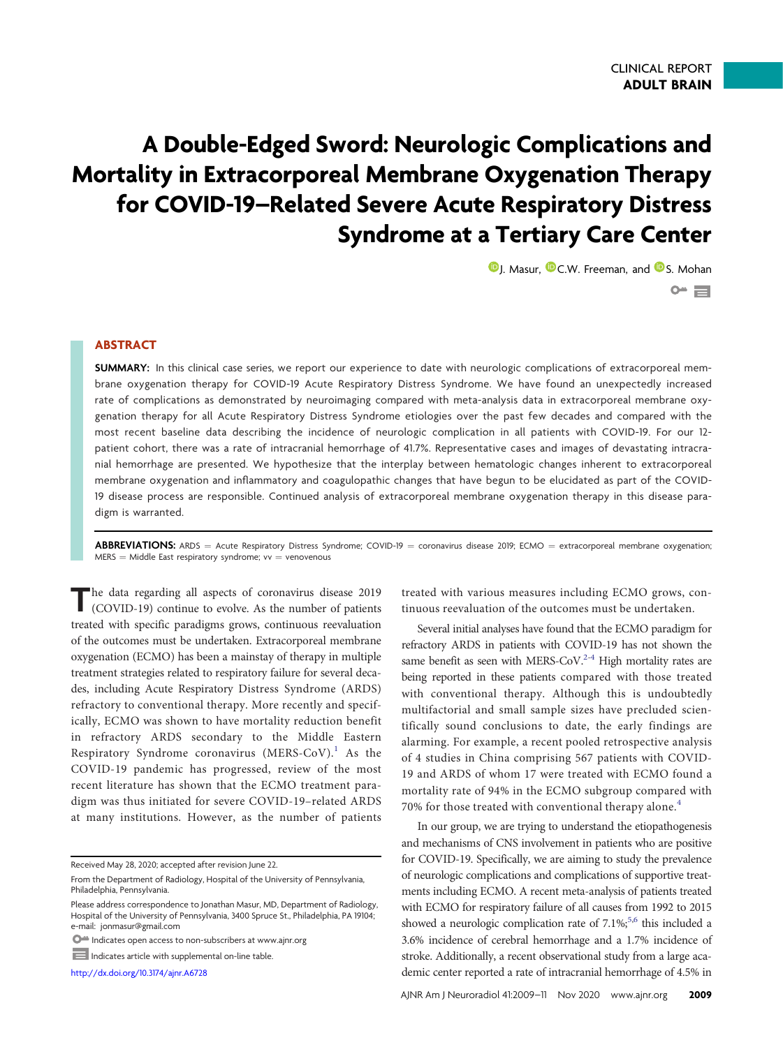CLINICAL REPORT
**ADULT BRAIN**

# A Double-Edged Sword: Neurologic Complications and Mortality in Extracorporeal Membrane Oxygenation Therapy for COVID-19–Related Severe Acute Respiratory Distress Syndrome at a Tertiary Care Center

J. Masur, C.W. Freeman, and S. Mohan

## ABSTRACT

**SUMMARY:** In this clinical case series, we report our experience to date with neurologic complications of extracorporeal membrane oxygenation therapy for COVID-19 Acute Respiratory Distress Syndrome. We have found an unexpectedly increased rate of complications as demonstrated by neuroimaging compared with meta-analysis data in extracorporeal membrane oxygenation therapy for all Acute Respiratory Distress Syndrome etiologies over the past few decades and compared with the most recent baseline data describing the incidence of neurologic complication in all patients with COVID-19. For our 12-patient cohort, there was a rate of intracranial hemorrhage of 41.7%. Representative cases and images of devastating intracranial hemorrhage are presented. We hypothesize that the interplay between hematologic changes inherent to extracorporeal membrane oxygenation and inflammatory and coagulopathic changes that have begun to be elucidated as part of the COVID-19 disease process are responsible. Continued analysis of extracorporeal membrane oxygenation therapy in this disease paradigm is warranted.

**ABBREVIATIONS:** ARDS = Acute Respiratory Distress Syndrome; COVID-19 = coronavirus disease 2019; ECMO = extracorporeal membrane oxygenation; MERS = Middle East respiratory syndrome; vv = venovenous

The data regarding all aspects of coronavirus disease 2019 (COVID-19) continue to evolve. As the number of patients treated with specific paradigms grows, continuous reevaluation of the outcomes must be undertaken. Extracorporeal membrane oxygenation (ECMO) has been a mainstay of therapy in multiple treatment strategies related to respiratory failure for several decades, including Acute Respiratory Distress Syndrome (ARDS) refractory to conventional therapy. More recently and specifically, ECMO was shown to have mortality reduction benefit in refractory ARDS secondary to the Middle Eastern Respiratory Syndrome coronavirus (MERS-CoV).[1] As the COVID-19 pandemic has progressed, review of the most recent literature has shown that the ECMO treatment paradigm was thus initiated for severe COVID-19–related ARDS at many institutions. However, as the number of patients treated with various measures including ECMO grows, continuous reevaluation of the outcomes must be undertaken.

Several initial analyses have found that the ECMO paradigm for refractory ARDS in patients with COVID-19 has not shown the same benefit as seen with MERS-CoV.[2-4] High mortality rates are being reported in these patients compared with those treated with conventional therapy. Although this is undoubtedly multifactorial and small sample sizes have precluded scientifically sound conclusions to date, the early findings are alarming. For example, a recent pooled retrospective analysis of 4 studies in China comprising 567 patients with COVID-19 and ARDS of whom 17 were treated with ECMO found a mortality rate of 94% in the ECMO subgroup compared with 70% for those treated with conventional therapy alone.[4]

In our group, we are trying to understand the etiopathogenesis and mechanisms of CNS involvement in patients who are positive for COVID-19. Specifically, we are aiming to study the prevalence of neurologic complications and complications of supportive treatments including ECMO. A recent meta-analysis of patients treated with ECMO for respiratory failure of all causes from 1992 to 2015 showed a neurologic complication rate of 7.1%;[5,6] this included a 3.6% incidence of cerebral hemorrhage and a 1.7% incidence of stroke. Additionally, a recent observational study from a large academic center reported a rate of intracranial hemorrhage of 4.5% in

Received May 28, 2020; accepted after revision June 22.

From the Department of Radiology, Hospital of the University of Pennsylvania, Philadelphia, Pennsylvania.

Please address correspondence to Jonathan Masur, MD, Department of Radiology, Hospital of the University of Pennsylvania, 3400 Spruce St., Philadelphia, PA 19104; e-mail: jonmasur@gmail.com

Indicates open access to non-subscribers at www.ajnr.org

Indicates article with supplemental on-line table.

http://dx.doi.org/10.3174/ajnr.A6728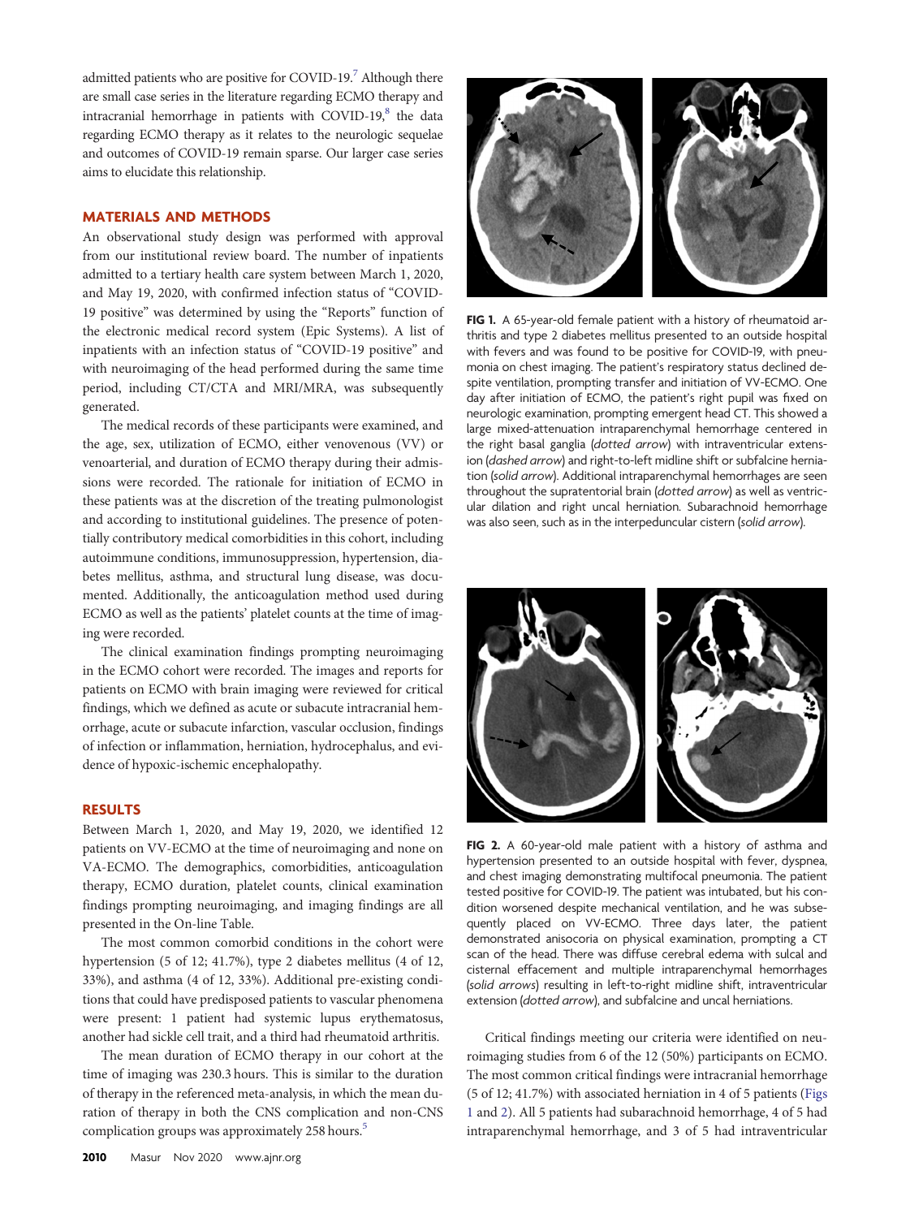admitted patients who are positive for COVID-19.[7] Although there are small case series in the literature regarding ECMO therapy and intracranial hemorrhage in patients with COVID-19,[8] the data regarding ECMO therapy as it relates to the neurologic sequelae and outcomes of COVID-19 remain sparse. Our larger case series aims to elucidate this relationship.

## MATERIALS AND METHODS

An observational study design was performed with approval from our institutional review board. The number of inpatients admitted to a tertiary health care system between March 1, 2020, and May 19, 2020, with confirmed infection status of "COVID-19 positive" was determined by using the "Reports" function of the electronic medical record system (Epic Systems). A list of inpatients with an infection status of "COVID-19 positive" and with neuroimaging of the head performed during the same time period, including CT/CTA and MRI/MRA, was subsequently generated.

The medical records of these participants were examined, and the age, sex, utilization of ECMO, either venovenous (VV) or venoarterial, and duration of ECMO therapy during their admissions were recorded. The rationale for initiation of ECMO in these patients was at the discretion of the treating pulmonologist and according to institutional guidelines. The presence of potentially contributory medical comorbidities in this cohort, including autoimmune conditions, immunosuppression, hypertension, diabetes mellitus, asthma, and structural lung disease, was documented. Additionally, the anticoagulation method used during ECMO as well as the patients' platelet counts at the time of imaging were recorded.

The clinical examination findings prompting neuroimaging in the ECMO cohort were recorded. The images and reports for patients on ECMO with brain imaging were reviewed for critical findings, which we defined as acute or subacute intracranial hemorrhage, acute or subacute infarction, vascular occlusion, findings of infection or inflammation, herniation, hydrocephalus, and evidence of hypoxic-ischemic encephalopathy.

## RESULTS

Between March 1, 2020, and May 19, 2020, we identified 12 patients on VV-ECMO at the time of neuroimaging and none on VA-ECMO. The demographics, comorbidities, anticoagulation therapy, ECMO duration, platelet counts, clinical examination findings prompting neuroimaging, and imaging findings are all presented in the On-line Table.

The most common comorbid conditions in the cohort were hypertension (5 of 12; 41.7%), type 2 diabetes mellitus (4 of 12, 33%), and asthma (4 of 12, 33%). Additional pre-existing conditions that could have predisposed patients to vascular phenomena were present: 1 patient had systemic lupus erythematosus, another had sickle cell trait, and a third had rheumatoid arthritis.

The mean duration of ECMO therapy in our cohort at the time of imaging was 230.3 hours. This is similar to the duration of therapy in the referenced meta-analysis, in which the mean duration of therapy in both the CNS complication and non-CNS complication groups was approximately 258 hours.[5]

**FIG 1.** A 65-year-old female patient with a history of rheumatoid arthritis and type 2 diabetes mellitus presented to an outside hospital with fevers and was found to be positive for COVID-19, with pneumonia on chest imaging. The patient's respiratory status declined despite ventilation, prompting transfer and initiation of VV-ECMO. One day after initiation of ECMO, the patient's right pupil was fixed on neurologic examination, prompting emergent head CT. This showed a large mixed-attenuation intraparenchymal hemorrhage centered in the right basal ganglia (*dotted arrow*) with intraventricular extension (*dashed arrow*) and right-to-left midline shift or subfalcine herniation (*solid arrow*). Additional intraparenchymal hemorrhages are seen throughout the supratentorial brain (*dotted arrow*) as well as ventricular dilation and right uncal herniation. Subarachnoid hemorrhage was also seen, such as in the interpeduncular cistern (*solid arrow*).

**FIG 2.** A 60-year-old male patient with a history of asthma and hypertension presented to an outside hospital with fever, dyspnea, and chest imaging demonstrating multifocal pneumonia. The patient tested positive for COVID-19. The patient was intubated, but his condition worsened despite mechanical ventilation, and he was subsequently placed on VV-ECMO. Three days later, the patient demonstrated anisocoria on physical examination, prompting a CT scan of the head. There was diffuse cerebral edema with sulcal and cisternal effacement and multiple intraparenchymal hemorrhages (*solid arrows*) resulting in left-to-right midline shift, intraventricular extension (*dotted arrow*), and subfalcine and uncal herniations.

Critical findings meeting our criteria were identified on neuroimaging studies from 6 of the 12 (50%) participants on ECMO. The most common critical findings were intracranial hemorrhage (5 of 12; 41.7%) with associated herniation in 4 of 5 patients (Figs 1 and 2). All 5 patients had subarachnoid hemorrhage, 4 of 5 had intraparenchymal hemorrhage, and 3 of 5 had intraventricular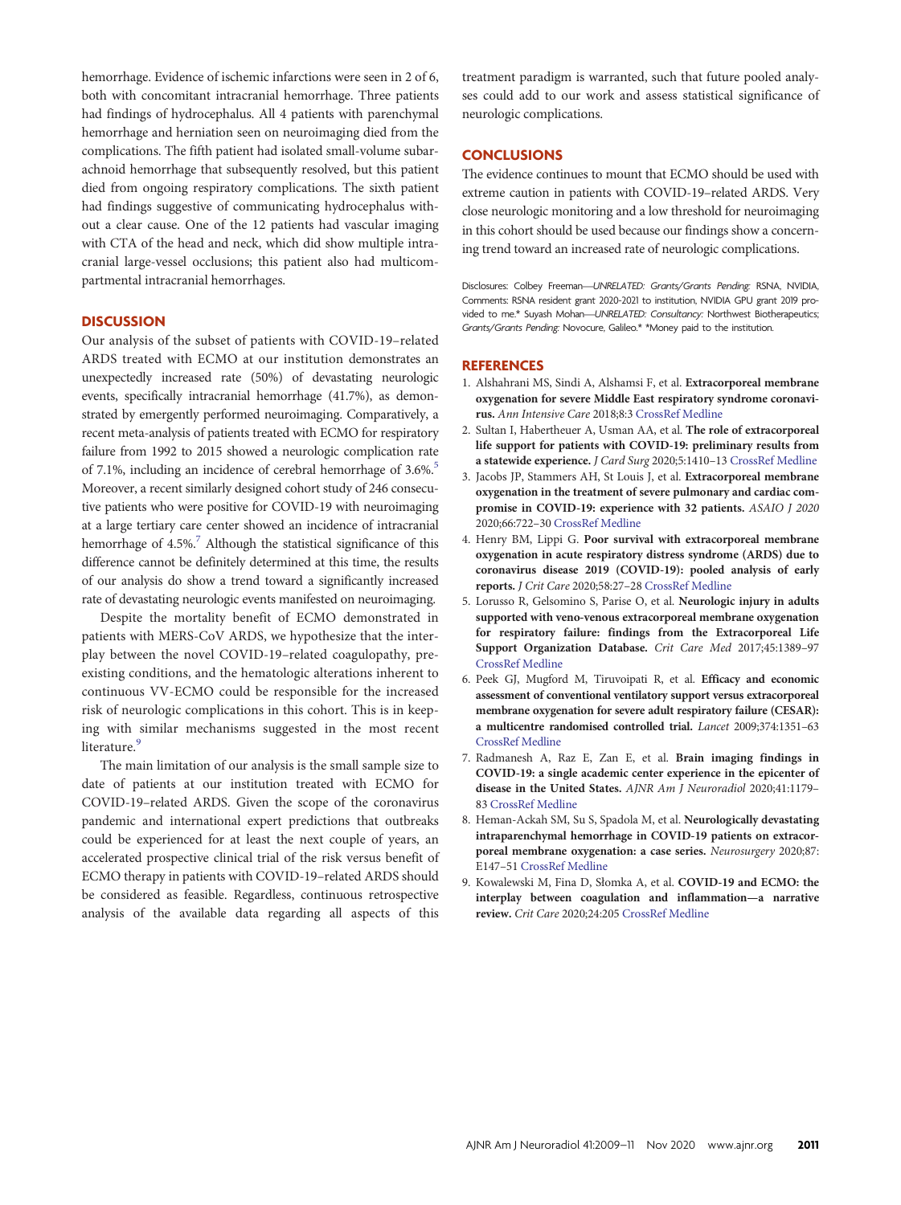hemorrhage. Evidence of ischemic infarctions were seen in 2 of 6, both with concomitant intracranial hemorrhage. Three patients had findings of hydrocephalus. All 4 patients with parenchymal hemorrhage and herniation seen on neuroimaging died from the complications. The fifth patient had isolated small-volume subarachnoid hemorrhage that subsequently resolved, but this patient died from ongoing respiratory complications. The sixth patient had findings suggestive of communicating hydrocephalus without a clear cause. One of the 12 patients had vascular imaging with CTA of the head and neck, which did show multiple intracranial large-vessel occlusions; this patient also had multicompartmental intracranial hemorrhages.

## DISCUSSION

Our analysis of the subset of patients with COVID-19–related ARDS treated with ECMO at our institution demonstrates an unexpectedly increased rate (50%) of devastating neurologic events, specifically intracranial hemorrhage (41.7%), as demonstrated by emergently performed neuroimaging. Comparatively, a recent meta-analysis of patients treated with ECMO for respiratory failure from 1992 to 2015 showed a neurologic complication rate of 7.1%, including an incidence of cerebral hemorrhage of 3.6%.[5] Moreover, a recent similarly designed cohort study of 246 consecutive patients who were positive for COVID-19 with neuroimaging at a large tertiary care center showed an incidence of intracranial hemorrhage of 4.5%.[7] Although the statistical significance of this difference cannot be definitely determined at this time, the results of our analysis do show a trend toward a significantly increased rate of devastating neurologic events manifested on neuroimaging.

Despite the mortality benefit of ECMO demonstrated in patients with MERS-CoV ARDS, we hypothesize that the interplay between the novel COVID-19–related coagulopathy, preexisting conditions, and the hematologic alterations inherent to continuous VV-ECMO could be responsible for the increased risk of neurologic complications in this cohort. This is in keeping with similar mechanisms suggested in the most recent literature.[9]

The main limitation of our analysis is the small sample size to date of patients at our institution treated with ECMO for COVID-19–related ARDS. Given the scope of the coronavirus pandemic and international expert predictions that outbreaks could be experienced for at least the next couple of years, an accelerated prospective clinical trial of the risk versus benefit of ECMO therapy in patients with COVID-19–related ARDS should be considered as feasible. Regardless, continuous retrospective analysis of the available data regarding all aspects of this treatment paradigm is warranted, such that future pooled analyses could add to our work and assess statistical significance of neurologic complications.

## CONCLUSIONS

The evidence continues to mount that ECMO should be used with extreme caution in patients with COVID-19–related ARDS. Very close neurologic monitoring and a low threshold for neuroimaging in this cohort should be used because our findings show a concerning trend toward an increased rate of neurologic complications.

Disclosures: Colbey Freeman—*UNRELATED: Grants/Grants Pending:* RSNA, NVIDIA, Comments: RSNA resident grant 2020-2021 to institution, NVIDIA GPU grant 2019 provided to me.* Suyash Mohan—*UNRELATED: Consultancy:* Northwest Biotherapeutics; *Grants/Grants Pending:* Novocure, Galileo.* *Money paid to the institution.

## REFERENCES

1. Alshahrani MS, Sindi A, Alshamsi F, et al. **Extracorporeal membrane oxygenation for severe Middle East respiratory syndrome coronavirus.** *Ann Intensive Care* 2018;8:3 CrossRef Medline
2. Sultan I, Habertheuer A, Usman AA, et al. **The role of extracorporeal life support for patients with COVID-19: preliminary results from a statewide experience.** *J Card Surg* 2020;5:1410–13 CrossRef Medline
3. Jacobs JP, Stammers AH, St Louis J, et al. **Extracorporeal membrane oxygenation in the treatment of severe pulmonary and cardiac compromise in COVID-19: experience with 32 patients.** *ASAIO J 2020* 2020;66:722–30 CrossRef Medline
4. Henry BM, Lippi G. **Poor survival with extracorporeal membrane oxygenation in acute respiratory distress syndrome (ARDS) due to coronavirus disease 2019 (COVID-19): pooled analysis of early reports.** *J Crit Care* 2020;58:27–28 CrossRef Medline
5. Lorusso R, Gelsomino S, Parise O, et al. **Neurologic injury in adults supported with veno-venous extracorporeal membrane oxygenation for respiratory failure: findings from the Extracorporeal Life Support Organization Database.** *Crit Care Med* 2017;45:1389–97 CrossRef Medline
6. Peek GJ, Mugford M, Tiruvoipati R, et al. **Efficacy and economic assessment of conventional ventilatory support versus extracorporeal membrane oxygenation for severe adult respiratory failure (CESAR): a multicentre randomised controlled trial.** *Lancet* 2009;374:1351–63 CrossRef Medline
7. Radmanesh A, Raz E, Zan E, et al. **Brain imaging findings in COVID-19: a single academic center experience in the epicenter of disease in the United States.** *AJNR Am J Neuroradiol* 2020;41:1179–83 CrossRef Medline
8. Heman-Ackah SM, Su S, Spadola M, et al. **Neurologically devastating intraparenchymal hemorrhage in COVID-19 patients on extracorporeal membrane oxygenation: a case series.** *Neurosurgery* 2020;87:E147–51 CrossRef Medline
9. Kowalewski M, Fina D, Słomka A, et al. **COVID-19 and ECMO: the interplay between coagulation and inflammation—a narrative review.** *Crit Care* 2020;24:205 CrossRef Medline